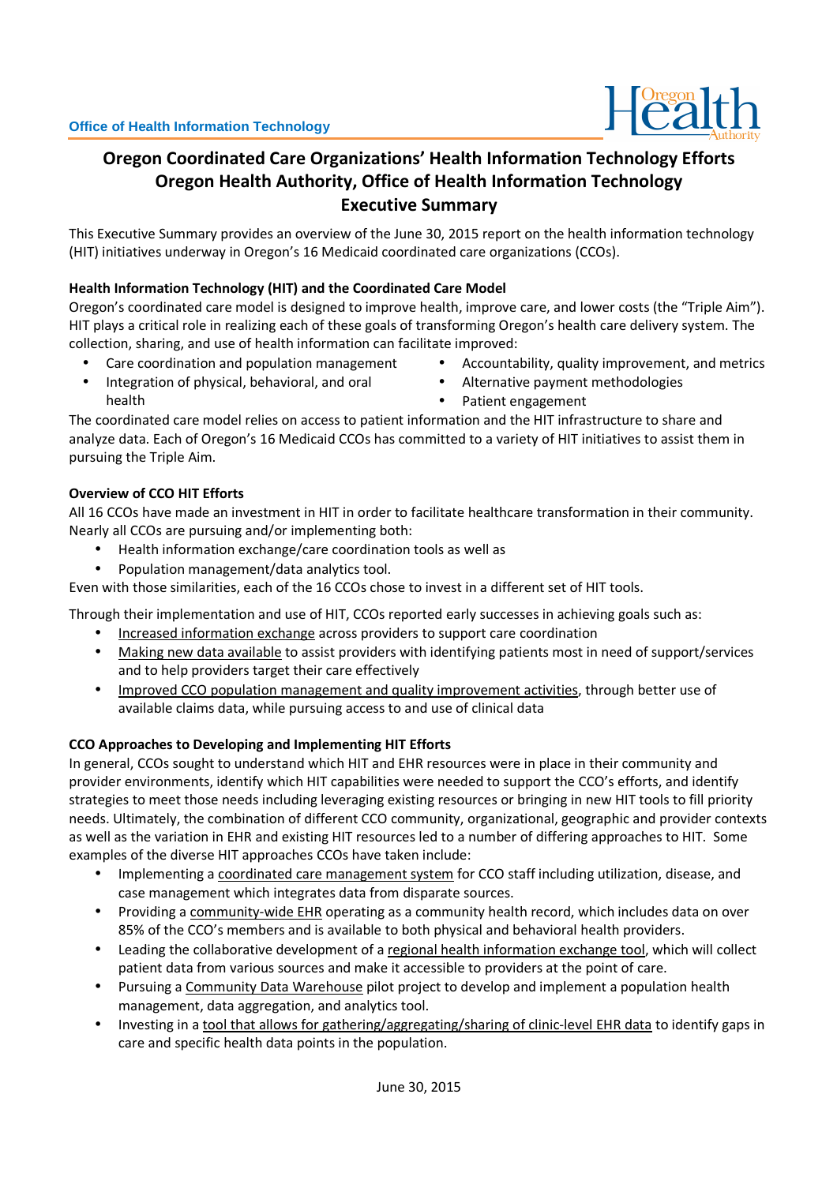Office of Health Information Technology

# Oregon Coordinated Care Organizations' Health Information Technology Efforts
## Oregon Health Authority, Office of Health Information Technology
## Executive Summary

This Executive Summary provides an overview of the June 30, 2015 report on the health information technology (HIT) initiatives underway in Oregon's 16 Medicaid coordinated care organizations (CCOs).

**Health Information Technology (HIT) and the Coordinated Care Model**

Oregon's coordinated care model is designed to improve health, improve care, and lower costs (the "Triple Aim"). HIT plays a critical role in realizing each of these goals of transforming Oregon's health care delivery system. The collection, sharing, and use of health information can facilitate improved:

- Care coordination and population management
- Integration of physical, behavioral, and oral health
- Accountability, quality improvement, and metrics
- Alternative payment methodologies
- Patient engagement

The coordinated care model relies on access to patient information and the HIT infrastructure to share and analyze data. Each of Oregon's 16 Medicaid CCOs has committed to a variety of HIT initiatives to assist them in pursuing the Triple Aim.

**Overview of CCO HIT Efforts**

All 16 CCOs have made an investment in HIT in order to facilitate healthcare transformation in their community. Nearly all CCOs are pursuing and/or implementing both:

- Health information exchange/care coordination tools as well as
- Population management/data analytics tool.

Even with those similarities, each of the 16 CCOs chose to invest in a different set of HIT tools.

Through their implementation and use of HIT, CCOs reported early successes in achieving goals such as:

- Increased information exchange across providers to support care coordination
- Making new data available to assist providers with identifying patients most in need of support/services and to help providers target their care effectively
- Improved CCO population management and quality improvement activities, through better use of available claims data, while pursuing access to and use of clinical data

**CCO Approaches to Developing and Implementing HIT Efforts**

In general, CCOs sought to understand which HIT and EHR resources were in place in their community and provider environments, identify which HIT capabilities were needed to support the CCO's efforts, and identify strategies to meet those needs including leveraging existing resources or bringing in new HIT tools to fill priority needs. Ultimately, the combination of different CCO community, organizational, geographic and provider contexts as well as the variation in EHR and existing HIT resources led to a number of differing approaches to HIT. Some examples of the diverse HIT approaches CCOs have taken include:

- Implementing a coordinated care management system for CCO staff including utilization, disease, and case management which integrates data from disparate sources.
- Providing a community-wide EHR operating as a community health record, which includes data on over 85% of the CCO's members and is available to both physical and behavioral health providers.
- Leading the collaborative development of a regional health information exchange tool, which will collect patient data from various sources and make it accessible to providers at the point of care.
- Pursuing a Community Data Warehouse pilot project to develop and implement a population health management, data aggregation, and analytics tool.
- Investing in a tool that allows for gathering/aggregating/sharing of clinic-level EHR data to identify gaps in care and specific health data points in the population.

June 30, 2015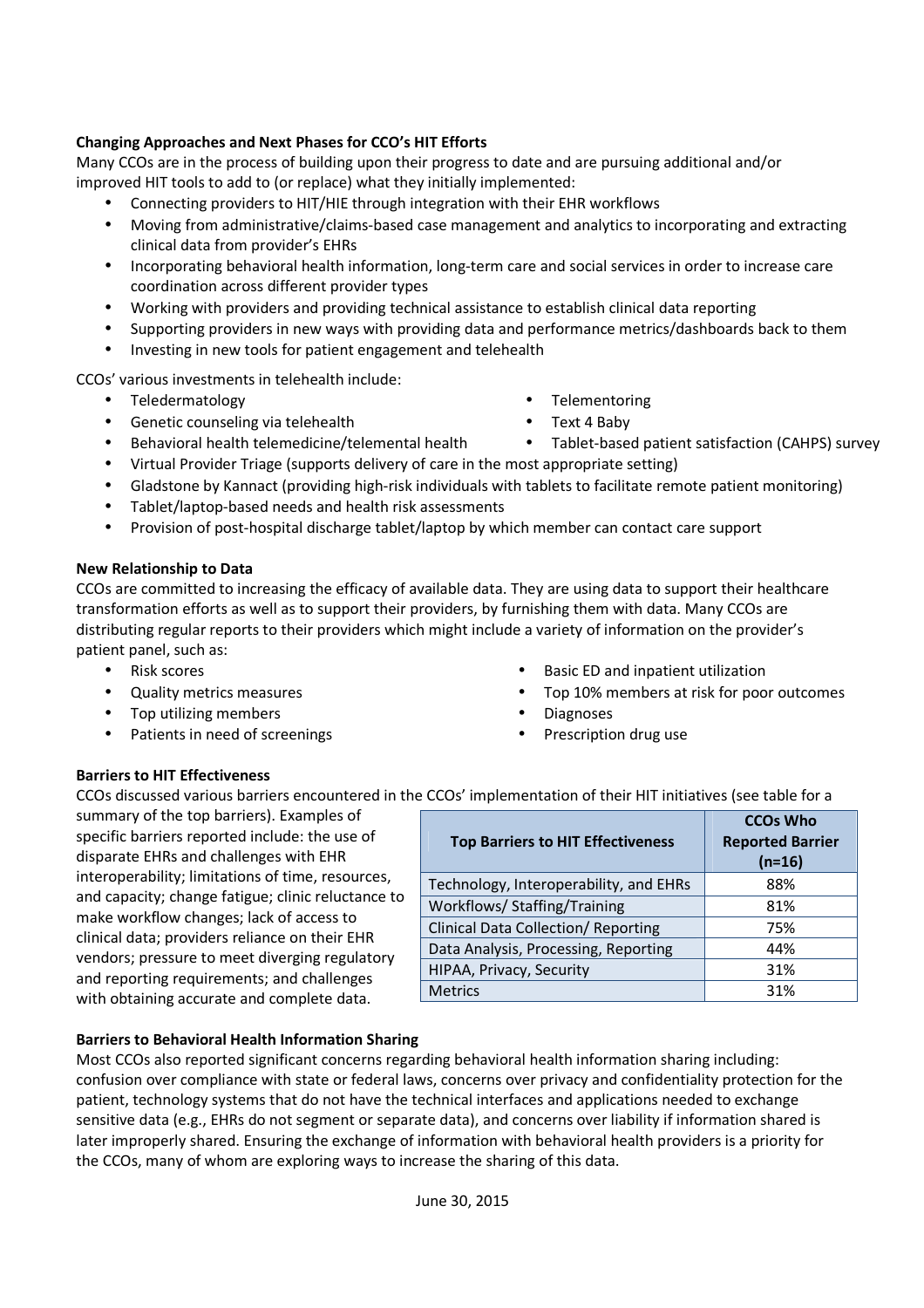**Changing Approaches and Next Phases for CCO's HIT Efforts**

Many CCOs are in the process of building upon their progress to date and are pursuing additional and/or improved HIT tools to add to (or replace) what they initially implemented:

- Connecting providers to HIT/HIE through integration with their EHR workflows
- Moving from administrative/claims-based case management and analytics to incorporating and extracting clinical data from provider's EHRs
- Incorporating behavioral health information, long-term care and social services in order to increase care coordination across different provider types
- Working with providers and providing technical assistance to establish clinical data reporting
- Supporting providers in new ways with providing data and performance metrics/dashboards back to them
- Investing in new tools for patient engagement and telehealth

CCOs' various investments in telehealth include:

- Teledermatology
- Genetic counseling via telehealth
- Behavioral health telemedicine/telemental health
- Telementoring
- Text 4 Baby
- Tablet-based patient satisfaction (CAHPS) survey
- Virtual Provider Triage (supports delivery of care in the most appropriate setting)
- Gladstone by Kannact (providing high-risk individuals with tablets to facilitate remote patient monitoring)
- Tablet/laptop-based needs and health risk assessments
- Provision of post-hospital discharge tablet/laptop by which member can contact care support

**New Relationship to Data**

CCOs are committed to increasing the efficacy of available data. They are using data to support their healthcare transformation efforts as well as to support their providers, by furnishing them with data. Many CCOs are distributing regular reports to their providers which might include a variety of information on the provider's patient panel, such as:

- Risk scores
- Quality metrics measures
- Top utilizing members
- Patients in need of screenings
- Basic ED and inpatient utilization
- Top 10% members at risk for poor outcomes
- Diagnoses
- Prescription drug use

**Barriers to HIT Effectiveness**

CCOs discussed various barriers encountered in the CCOs' implementation of their HIT initiatives (see table for a summary of the top barriers). Examples of specific barriers reported include: the use of disparate EHRs and challenges with EHR interoperability; limitations of time, resources, and capacity; change fatigue; clinic reluctance to make workflow changes; lack of access to clinical data; providers reliance on their EHR vendors; pressure to meet diverging regulatory and reporting requirements; and challenges with obtaining accurate and complete data.

| Top Barriers to HIT Effectiveness | CCOs Who Reported Barrier (n=16) |
| --- | --- |
| Technology, Interoperability, and EHRs | 88% |
| Workflows/ Staffing/Training | 81% |
| Clinical Data Collection/ Reporting | 75% |
| Data Analysis, Processing, Reporting | 44% |
| HIPAA, Privacy, Security | 31% |
| Metrics | 31% |

**Barriers to Behavioral Health Information Sharing**

Most CCOs also reported significant concerns regarding behavioral health information sharing including: confusion over compliance with state or federal laws, concerns over privacy and confidentiality protection for the patient, technology systems that do not have the technical interfaces and applications needed to exchange sensitive data (e.g., EHRs do not segment or separate data), and concerns over liability if information shared is later improperly shared. Ensuring the exchange of information with behavioral health providers is a priority for the CCOs, many of whom are exploring ways to increase the sharing of this data.

June 30, 2015